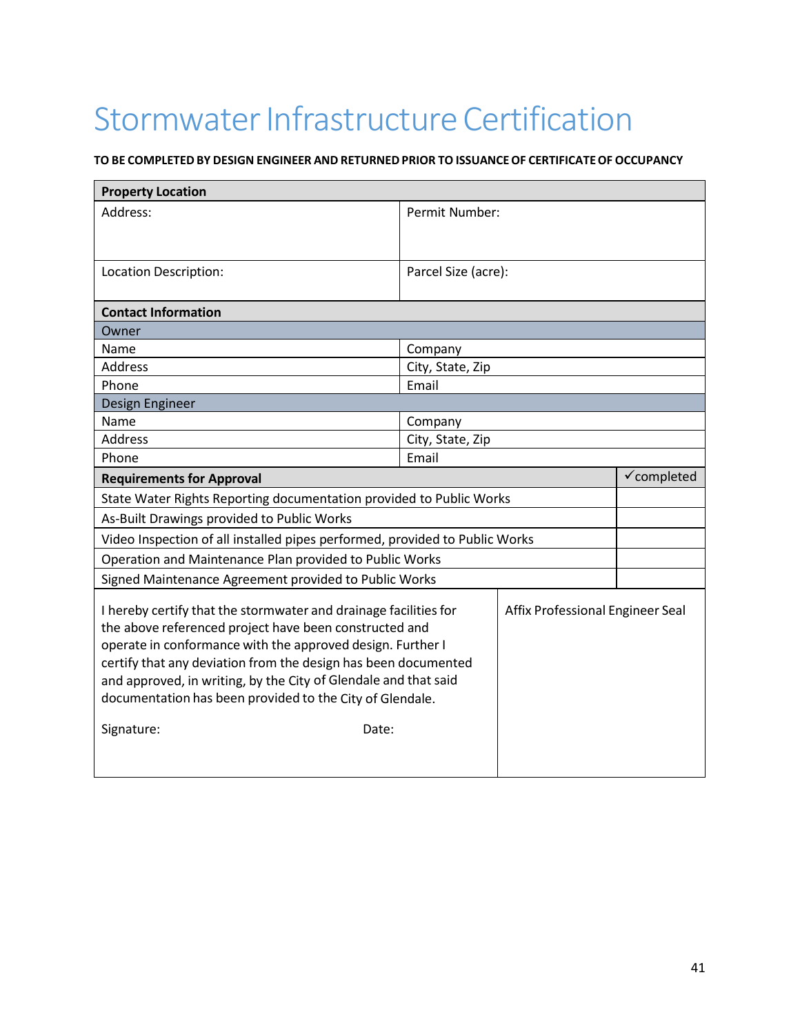# Stormwater Infrastructure Certification

**TO BE COMPLETED BY DESIGN ENGINEER AND RETURNED PRIOR TO ISSUANCE OF CERTIFICATE OF OCCUPANCY**

| **Property Location** | |
|---|---|
| Address: | Permit Number: |
| Location Description: | Parcel Size (acre): |

| **Contact Information** | |
|---|---|
| Owner | |
| Name | Company |
| Address | City, State, Zip |
| Phone | Email |
| Design Engineer | |
| Name | Company |
| Address | City, State, Zip |
| Phone | Email |

| **Requirements for Approval** | ✓completed |
|---|---|
| State Water Rights Reporting documentation provided to Public Works | |
| As-Built Drawings provided to Public Works | |
| Video Inspection of all installed pipes performed, provided to Public Works | |
| Operation and Maintenance Plan provided to Public Works | |
| Signed Maintenance Agreement provided to Public Works | |

| | |
|---|---|
| I hereby certify that the stormwater and drainage facilities for the above referenced project have been constructed and operate in conformance with the approved design. Further I certify that any deviation from the design has been documented and approved, in writing, by the City of Glendale and that said documentation has been provided to the City of Glendale.<br><br>Signature: Date: | Affix Professional Engineer Seal |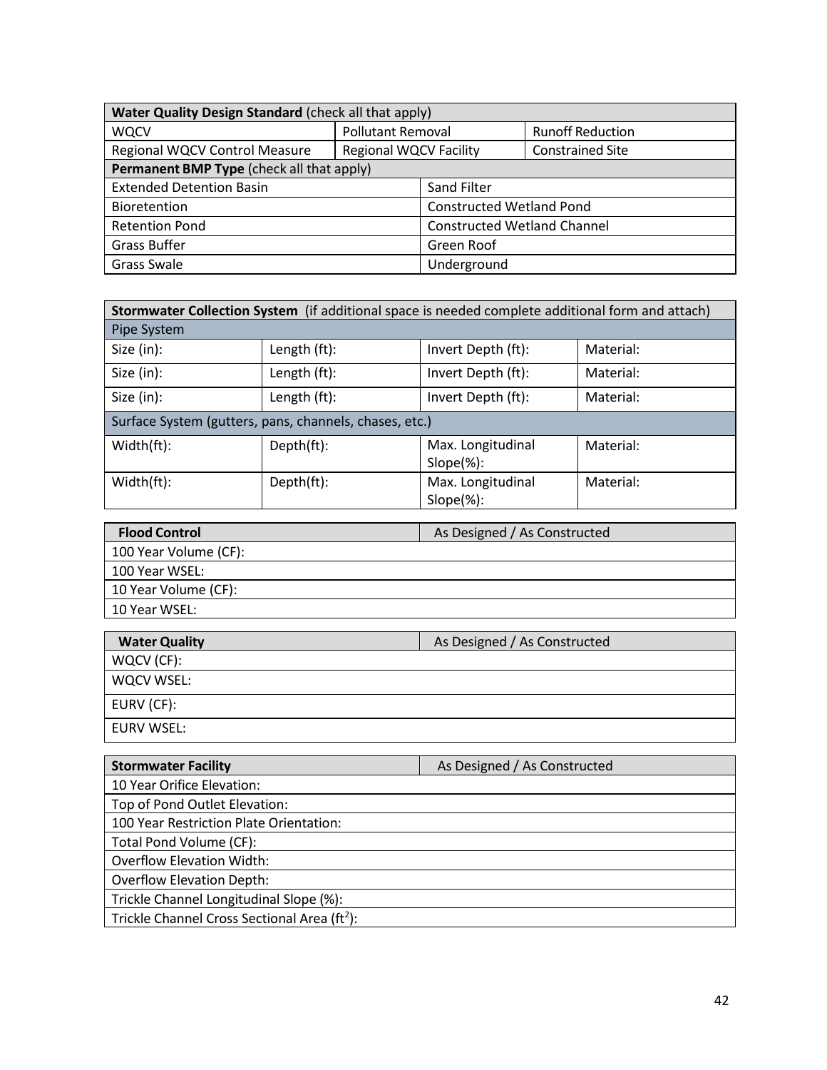| **Water Quality Design Standard** (check all that apply) | | |
| --- | --- | --- |
| WQCV | Pollutant Removal | Runoff Reduction |
| Regional WQCV Control Measure | Regional WQCV Facility | Constrained Site |

| **Permanent BMP Type** (check all that apply) | |
| --- | --- |
| Extended Detention Basin | Sand Filter |
| Bioretention | Constructed Wetland Pond |
| Retention Pond | Constructed Wetland Channel |
| Grass Buffer | Green Roof |
| Grass Swale | Underground |

| **Stormwater Collection System** (if additional space is needed complete additional form and attach) | | | |
| --- | --- | --- | --- |
| Pipe System | | | |
| Size (in): | Length (ft): | Invert Depth (ft): | Material: |
| Size (in): | Length (ft): | Invert Depth (ft): | Material: |
| Size (in): | Length (ft): | Invert Depth (ft): | Material: |
| Surface System (gutters, pans, channels, chases, etc.) | | | |
| Width(ft): | Depth(ft): | Max. Longitudinal Slope(%): | Material: |
| Width(ft): | Depth(ft): | Max. Longitudinal Slope(%): | Material: |

| **Flood Control** | As Designed / As Constructed |
| --- | --- |
| 100 Year Volume (CF): | |
| 100 Year WSEL: | |
| 10 Year Volume (CF): | |
| 10 Year WSEL: | |

| **Water Quality** | As Designed / As Constructed |
| --- | --- |
| WQCV (CF): | |
| WQCV WSEL: | |
| EURV (CF): | |
| EURV WSEL: | |

| **Stormwater Facility** | As Designed / As Constructed |
| --- | --- |
| 10 Year Orifice Elevation: | |
| Top of Pond Outlet Elevation: | |
| 100 Year Restriction Plate Orientation: | |
| Total Pond Volume (CF): | |
| Overflow Elevation Width: | |
| Overflow Elevation Depth: | |
| Trickle Channel Longitudinal Slope (%): | |
| Trickle Channel Cross Sectional Area ($ft^2$): | |